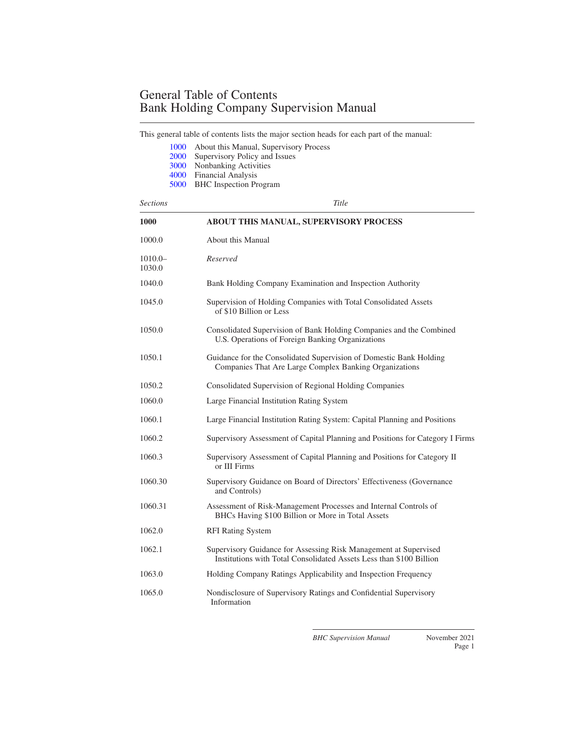# General Table of Contents
# Bank Holding Company Supervision Manual

This general table of contents lists the major section heads for each part of the manual:

- 1000 About this Manual, Supervisory Process
- 2000 Supervisory Policy and Issues
- 3000 Nonbanking Activities
- 4000 Financial Analysis
- 5000 BHC Inspection Program

| *Sections* | *Title* |
|---|---|
| **1000** | **ABOUT THIS MANUAL, SUPERVISORY PROCESS** |
| 1000.0 | About this Manual |
| 1010.0–1030.0 | *Reserved* |
| 1040.0 | Bank Holding Company Examination and Inspection Authority |
| 1045.0 | Supervision of Holding Companies with Total Consolidated Assets of $10 Billion or Less |
| 1050.0 | Consolidated Supervision of Bank Holding Companies and the Combined U.S. Operations of Foreign Banking Organizations |
| 1050.1 | Guidance for the Consolidated Supervision of Domestic Bank Holding Companies That Are Large Complex Banking Organizations |
| 1050.2 | Consolidated Supervision of Regional Holding Companies |
| 1060.0 | Large Financial Institution Rating System |
| 1060.1 | Large Financial Institution Rating System: Capital Planning and Positions |
| 1060.2 | Supervisory Assessment of Capital Planning and Positions for Category I Firms |
| 1060.3 | Supervisory Assessment of Capital Planning and Positions for Category II or III Firms |
| 1060.30 | Supervisory Guidance on Board of Directors' Effectiveness (Governance and Controls) |
| 1060.31 | Assessment of Risk-Management Processes and Internal Controls of BHCs Having $100 Billion or More in Total Assets |
| 1062.0 | RFI Rating System |
| 1062.1 | Supervisory Guidance for Assessing Risk Management at Supervised Institutions with Total Consolidated Assets Less than $100 Billion |
| 1063.0 | Holding Company Ratings Applicability and Inspection Frequency |
| 1065.0 | Nondisclosure of Supervisory Ratings and Confidential Supervisory Information |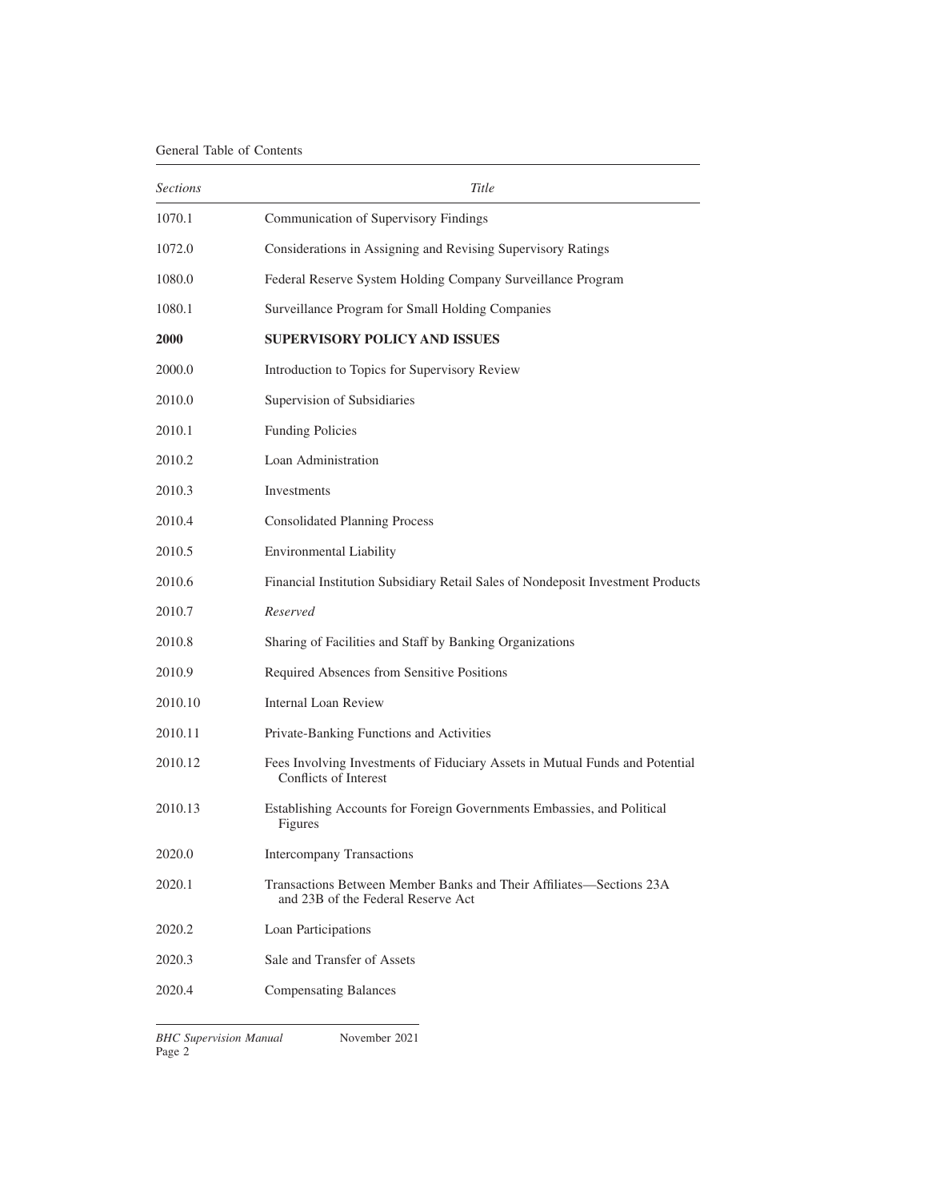| *Sections* | *Title* |
|---|---|
| 1070.1 | Communication of Supervisory Findings |
| 1072.0 | Considerations in Assigning and Revising Supervisory Ratings |
| 1080.0 | Federal Reserve System Holding Company Surveillance Program |
| 1080.1 | Surveillance Program for Small Holding Companies |
| **2000** | **SUPERVISORY POLICY AND ISSUES** |
| 2000.0 | Introduction to Topics for Supervisory Review |
| 2010.0 | Supervision of Subsidiaries |
| 2010.1 | Funding Policies |
| 2010.2 | Loan Administration |
| 2010.3 | Investments |
| 2010.4 | Consolidated Planning Process |
| 2010.5 | Environmental Liability |
| 2010.6 | Financial Institution Subsidiary Retail Sales of Nondeposit Investment Products |
| 2010.7 | *Reserved* |
| 2010.8 | Sharing of Facilities and Staff by Banking Organizations |
| 2010.9 | Required Absences from Sensitive Positions |
| 2010.10 | Internal Loan Review |
| 2010.11 | Private-Banking Functions and Activities |
| 2010.12 | Fees Involving Investments of Fiduciary Assets in Mutual Funds and Potential Conflicts of Interest |
| 2010.13 | Establishing Accounts for Foreign Governments Embassies, and Political Figures |
| 2020.0 | Intercompany Transactions |
| 2020.1 | Transactions Between Member Banks and Their Affiliates—Sections 23A and 23B of the Federal Reserve Act |
| 2020.2 | Loan Participations |
| 2020.3 | Sale and Transfer of Assets |
| 2020.4 | Compensating Balances |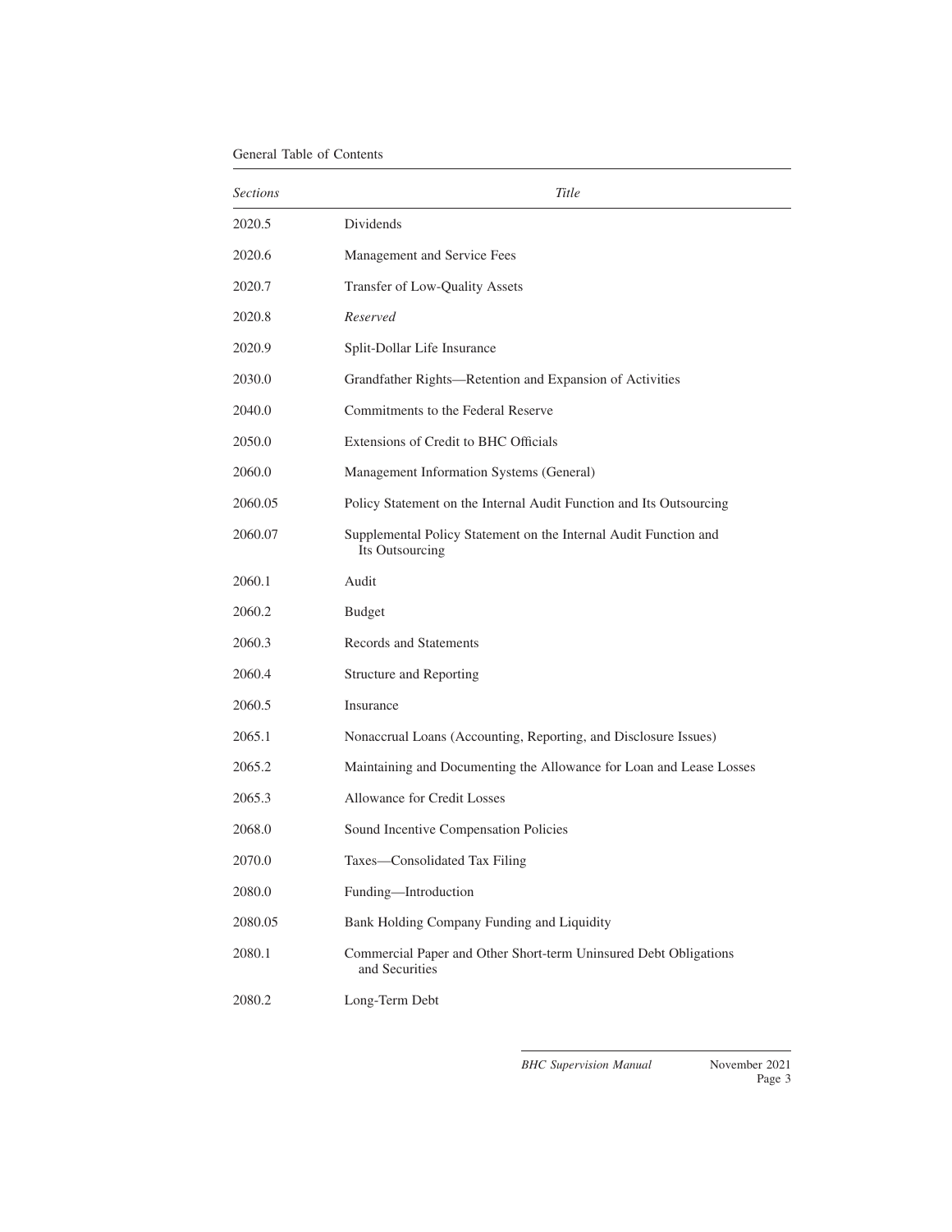| *Sections* | *Title* |
|---|---|
| 2020.5 | Dividends |
| 2020.6 | Management and Service Fees |
| 2020.7 | Transfer of Low-Quality Assets |
| 2020.8 | *Reserved* |
| 2020.9 | Split-Dollar Life Insurance |
| 2030.0 | Grandfather Rights—Retention and Expansion of Activities |
| 2040.0 | Commitments to the Federal Reserve |
| 2050.0 | Extensions of Credit to BHC Officials |
| 2060.0 | Management Information Systems (General) |
| 2060.05 | Policy Statement on the Internal Audit Function and Its Outsourcing |
| 2060.07 | Supplemental Policy Statement on the Internal Audit Function and Its Outsourcing |
| 2060.1 | Audit |
| 2060.2 | Budget |
| 2060.3 | Records and Statements |
| 2060.4 | Structure and Reporting |
| 2060.5 | Insurance |
| 2065.1 | Nonaccrual Loans (Accounting, Reporting, and Disclosure Issues) |
| 2065.2 | Maintaining and Documenting the Allowance for Loan and Lease Losses |
| 2065.3 | Allowance for Credit Losses |
| 2068.0 | Sound Incentive Compensation Policies |
| 2070.0 | Taxes—Consolidated Tax Filing |
| 2080.0 | Funding—Introduction |
| 2080.05 | Bank Holding Company Funding and Liquidity |
| 2080.1 | Commercial Paper and Other Short-term Uninsured Debt Obligations and Securities |
| 2080.2 | Long-Term Debt |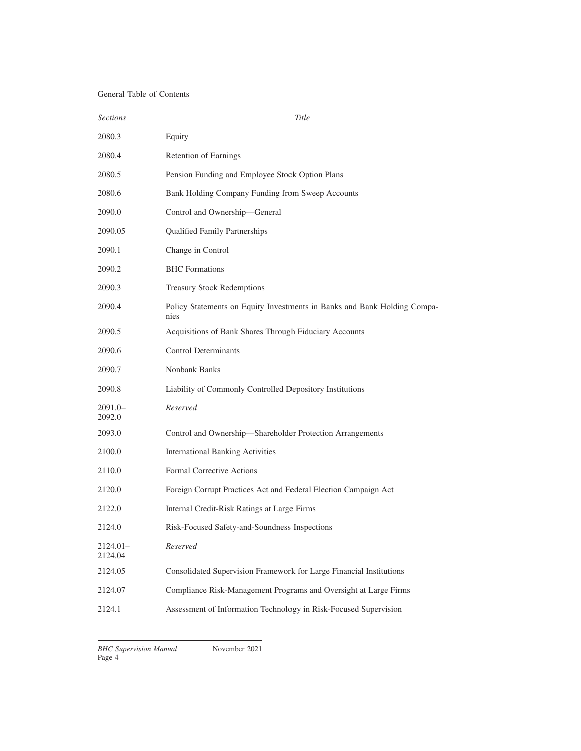| *Sections* | *Title* |
|---|---|
| 2080.3 | Equity |
| 2080.4 | Retention of Earnings |
| 2080.5 | Pension Funding and Employee Stock Option Plans |
| 2080.6 | Bank Holding Company Funding from Sweep Accounts |
| 2090.0 | Control and Ownership—General |
| 2090.05 | Qualified Family Partnerships |
| 2090.1 | Change in Control |
| 2090.2 | BHC Formations |
| 2090.3 | Treasury Stock Redemptions |
| 2090.4 | Policy Statements on Equity Investments in Banks and Bank Holding Companies |
| 2090.5 | Acquisitions of Bank Shares Through Fiduciary Accounts |
| 2090.6 | Control Determinants |
| 2090.7 | Nonbank Banks |
| 2090.8 | Liability of Commonly Controlled Depository Institutions |
| 2091.0–2092.0 | *Reserved* |
| 2093.0 | Control and Ownership—Shareholder Protection Arrangements |
| 2100.0 | International Banking Activities |
| 2110.0 | Formal Corrective Actions |
| 2120.0 | Foreign Corrupt Practices Act and Federal Election Campaign Act |
| 2122.0 | Internal Credit-Risk Ratings at Large Firms |
| 2124.0 | Risk-Focused Safety-and-Soundness Inspections |
| 2124.01–2124.04 | *Reserved* |
| 2124.05 | Consolidated Supervision Framework for Large Financial Institutions |
| 2124.07 | Compliance Risk-Management Programs and Oversight at Large Firms |
| 2124.1 | Assessment of Information Technology in Risk-Focused Supervision |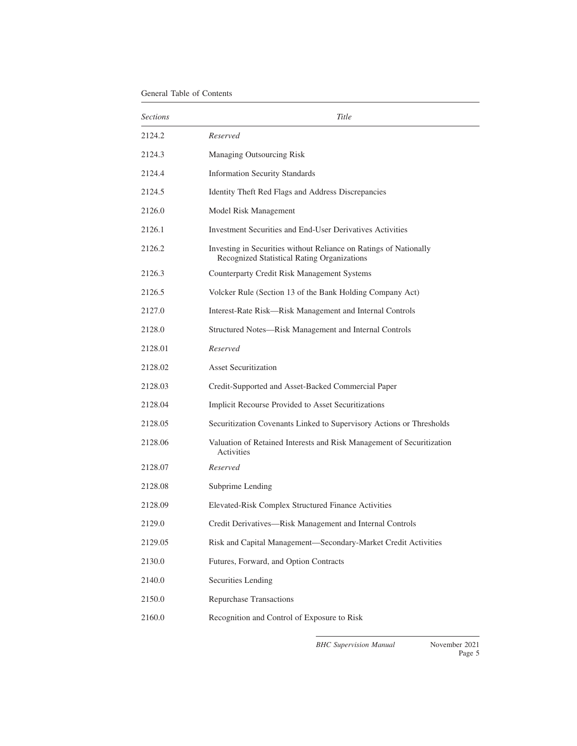| *Sections* | *Title* |
|---|---|
| 2124.2 | *Reserved* |
| 2124.3 | Managing Outsourcing Risk |
| 2124.4 | Information Security Standards |
| 2124.5 | Identity Theft Red Flags and Address Discrepancies |
| 2126.0 | Model Risk Management |
| 2126.1 | Investment Securities and End-User Derivatives Activities |
| 2126.2 | Investing in Securities without Reliance on Ratings of Nationally Recognized Statistical Rating Organizations |
| 2126.3 | Counterparty Credit Risk Management Systems |
| 2126.5 | Volcker Rule (Section 13 of the Bank Holding Company Act) |
| 2127.0 | Interest-Rate Risk—Risk Management and Internal Controls |
| 2128.0 | Structured Notes—Risk Management and Internal Controls |
| 2128.01 | *Reserved* |
| 2128.02 | Asset Securitization |
| 2128.03 | Credit-Supported and Asset-Backed Commercial Paper |
| 2128.04 | Implicit Recourse Provided to Asset Securitizations |
| 2128.05 | Securitization Covenants Linked to Supervisory Actions or Thresholds |
| 2128.06 | Valuation of Retained Interests and Risk Management of Securitization Activities |
| 2128.07 | *Reserved* |
| 2128.08 | Subprime Lending |
| 2128.09 | Elevated-Risk Complex Structured Finance Activities |
| 2129.0 | Credit Derivatives—Risk Management and Internal Controls |
| 2129.05 | Risk and Capital Management—Secondary-Market Credit Activities |
| 2130.0 | Futures, Forward, and Option Contracts |
| 2140.0 | Securities Lending |
| 2150.0 | Repurchase Transactions |
| 2160.0 | Recognition and Control of Exposure to Risk |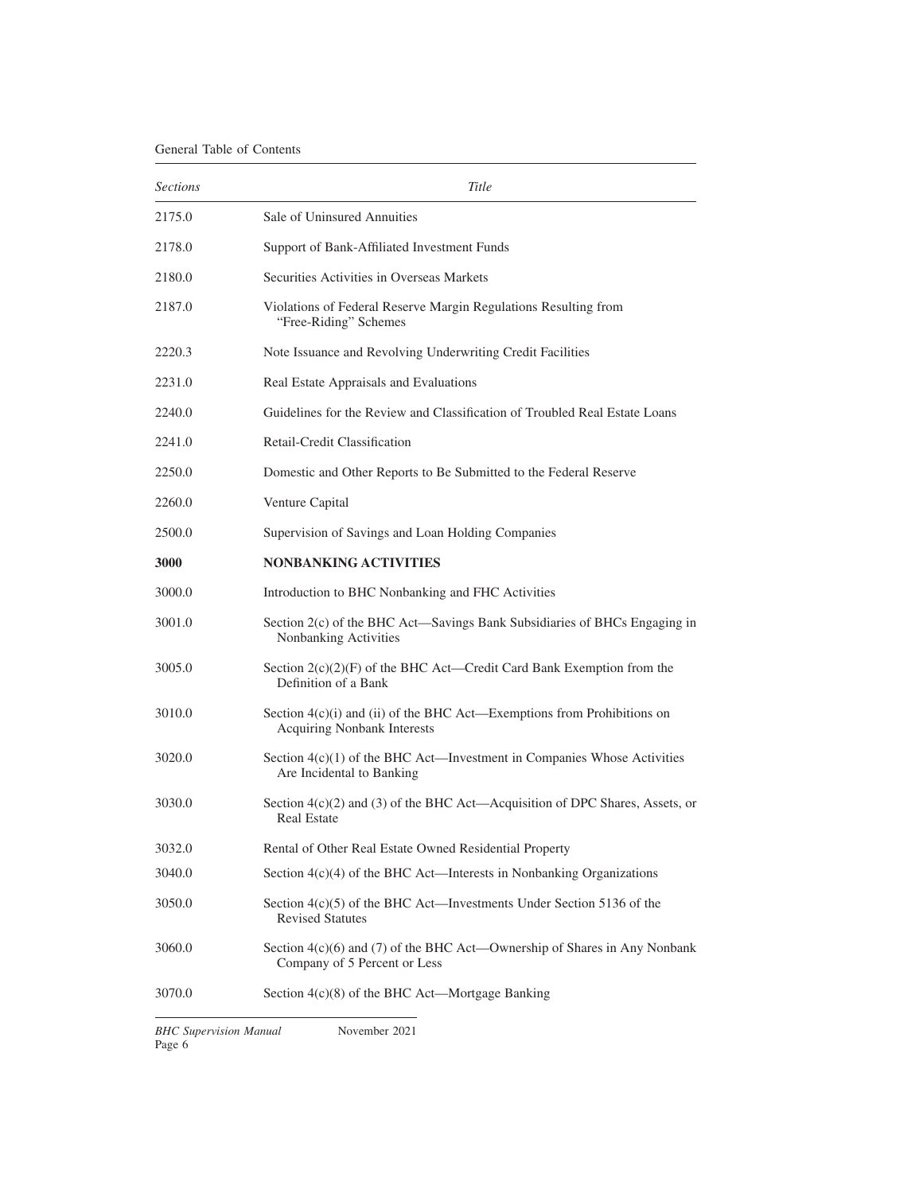| *Sections* | *Title* |
|---|---|
| 2175.0 | Sale of Uninsured Annuities |
| 2178.0 | Support of Bank-Affiliated Investment Funds |
| 2180.0 | Securities Activities in Overseas Markets |
| 2187.0 | Violations of Federal Reserve Margin Regulations Resulting from "Free-Riding" Schemes |
| 2220.3 | Note Issuance and Revolving Underwriting Credit Facilities |
| 2231.0 | Real Estate Appraisals and Evaluations |
| 2240.0 | Guidelines for the Review and Classification of Troubled Real Estate Loans |
| 2241.0 | Retail-Credit Classification |
| 2250.0 | Domestic and Other Reports to Be Submitted to the Federal Reserve |
| 2260.0 | Venture Capital |
| 2500.0 | Supervision of Savings and Loan Holding Companies |
| **3000** | **NONBANKING ACTIVITIES** |
| 3000.0 | Introduction to BHC Nonbanking and FHC Activities |
| 3001.0 | Section 2(c) of the BHC Act—Savings Bank Subsidiaries of BHCs Engaging in Nonbanking Activities |
| 3005.0 | Section 2(c)(2)(F) of the BHC Act—Credit Card Bank Exemption from the Definition of a Bank |
| 3010.0 | Section 4(c)(i) and (ii) of the BHC Act—Exemptions from Prohibitions on Acquiring Nonbank Interests |
| 3020.0 | Section 4(c)(1) of the BHC Act—Investment in Companies Whose Activities Are Incidental to Banking |
| 3030.0 | Section 4(c)(2) and (3) of the BHC Act—Acquisition of DPC Shares, Assets, or Real Estate |
| 3032.0 | Rental of Other Real Estate Owned Residential Property |
| 3040.0 | Section 4(c)(4) of the BHC Act—Interests in Nonbanking Organizations |
| 3050.0 | Section 4(c)(5) of the BHC Act—Investments Under Section 5136 of the Revised Statutes |
| 3060.0 | Section 4(c)(6) and (7) of the BHC Act—Ownership of Shares in Any Nonbank Company of 5 Percent or Less |
| 3070.0 | Section 4(c)(8) of the BHC Act—Mortgage Banking |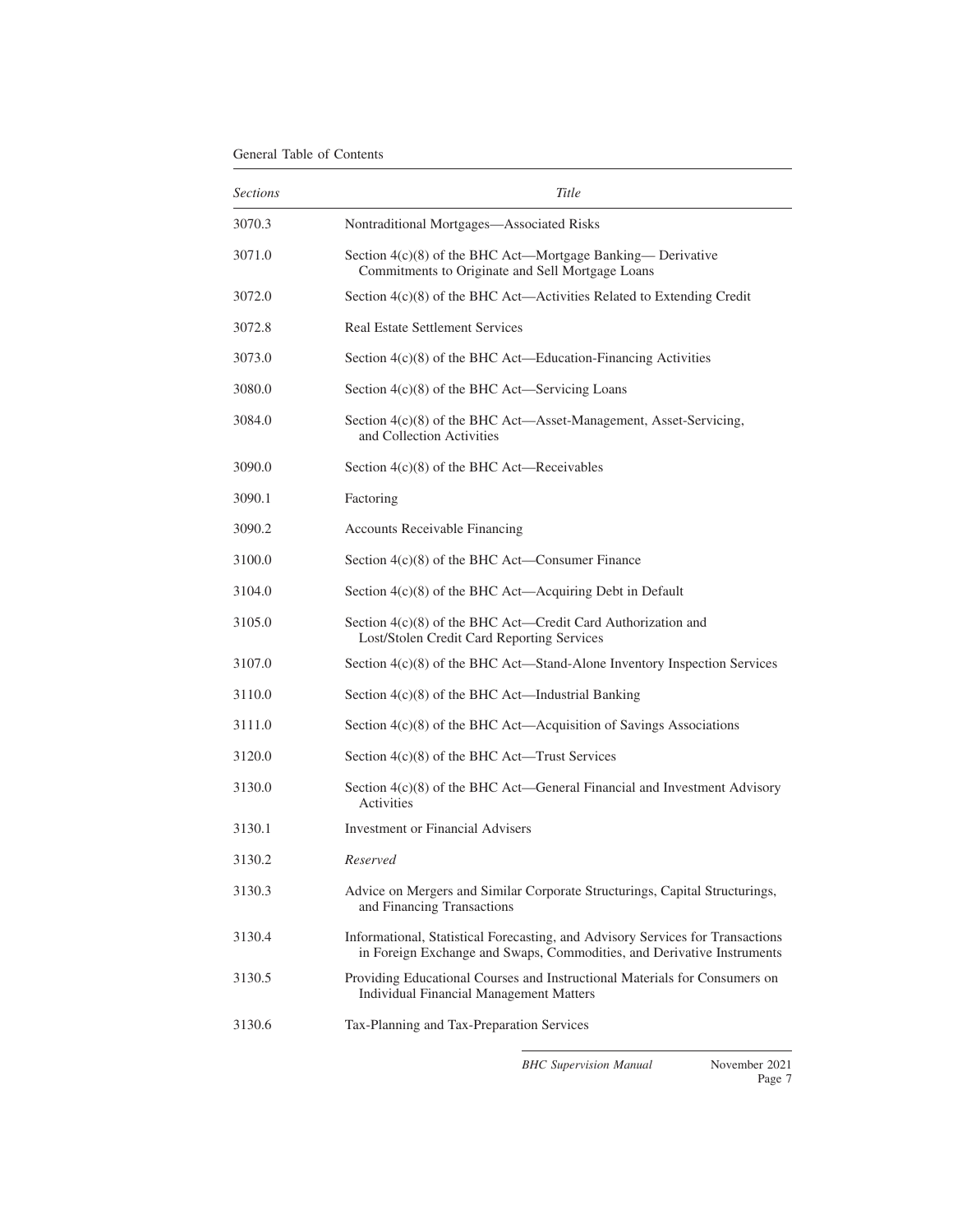| *Sections* | *Title* |
|---|---|
| 3070.3 | Nontraditional Mortgages—Associated Risks |
| 3071.0 | Section 4(c)(8) of the BHC Act—Mortgage Banking— Derivative Commitments to Originate and Sell Mortgage Loans |
| 3072.0 | Section 4(c)(8) of the BHC Act—Activities Related to Extending Credit |
| 3072.8 | Real Estate Settlement Services |
| 3073.0 | Section 4(c)(8) of the BHC Act—Education-Financing Activities |
| 3080.0 | Section 4(c)(8) of the BHC Act—Servicing Loans |
| 3084.0 | Section 4(c)(8) of the BHC Act—Asset-Management, Asset-Servicing, and Collection Activities |
| 3090.0 | Section 4(c)(8) of the BHC Act—Receivables |
| 3090.1 | Factoring |
| 3090.2 | Accounts Receivable Financing |
| 3100.0 | Section 4(c)(8) of the BHC Act—Consumer Finance |
| 3104.0 | Section 4(c)(8) of the BHC Act—Acquiring Debt in Default |
| 3105.0 | Section 4(c)(8) of the BHC Act—Credit Card Authorization and Lost/Stolen Credit Card Reporting Services |
| 3107.0 | Section 4(c)(8) of the BHC Act—Stand-Alone Inventory Inspection Services |
| 3110.0 | Section 4(c)(8) of the BHC Act—Industrial Banking |
| 3111.0 | Section 4(c)(8) of the BHC Act—Acquisition of Savings Associations |
| 3120.0 | Section 4(c)(8) of the BHC Act—Trust Services |
| 3130.0 | Section 4(c)(8) of the BHC Act—General Financial and Investment Advisory Activities |
| 3130.1 | Investment or Financial Advisers |
| 3130.2 | *Reserved* |
| 3130.3 | Advice on Mergers and Similar Corporate Structurings, Capital Structurings, and Financing Transactions |
| 3130.4 | Informational, Statistical Forecasting, and Advisory Services for Transactions in Foreign Exchange and Swaps, Commodities, and Derivative Instruments |
| 3130.5 | Providing Educational Courses and Instructional Materials for Consumers on Individual Financial Management Matters |
| 3130.6 | Tax-Planning and Tax-Preparation Services |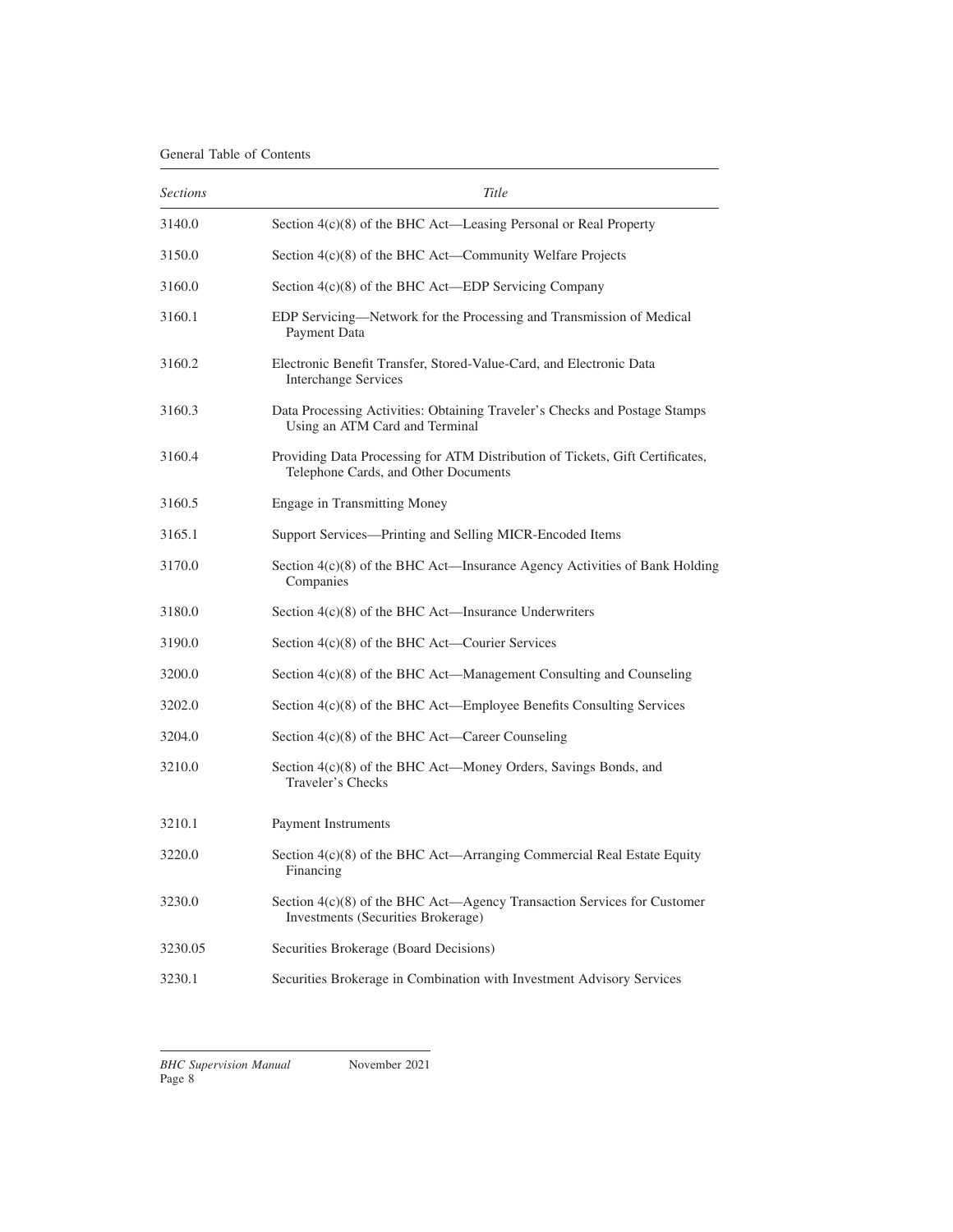| *Sections* | *Title* |
| --- | --- |
| 3140.0 | Section 4(c)(8) of the BHC Act—Leasing Personal or Real Property |
| 3150.0 | Section 4(c)(8) of the BHC Act—Community Welfare Projects |
| 3160.0 | Section 4(c)(8) of the BHC Act—EDP Servicing Company |
| 3160.1 | EDP Servicing—Network for the Processing and Transmission of Medical Payment Data |
| 3160.2 | Electronic Benefit Transfer, Stored-Value-Card, and Electronic Data Interchange Services |
| 3160.3 | Data Processing Activities: Obtaining Traveler's Checks and Postage Stamps Using an ATM Card and Terminal |
| 3160.4 | Providing Data Processing for ATM Distribution of Tickets, Gift Certificates, Telephone Cards, and Other Documents |
| 3160.5 | Engage in Transmitting Money |
| 3165.1 | Support Services—Printing and Selling MICR-Encoded Items |
| 3170.0 | Section 4(c)(8) of the BHC Act—Insurance Agency Activities of Bank Holding Companies |
| 3180.0 | Section 4(c)(8) of the BHC Act—Insurance Underwriters |
| 3190.0 | Section 4(c)(8) of the BHC Act—Courier Services |
| 3200.0 | Section 4(c)(8) of the BHC Act—Management Consulting and Counseling |
| 3202.0 | Section 4(c)(8) of the BHC Act—Employee Benefits Consulting Services |
| 3204.0 | Section 4(c)(8) of the BHC Act—Career Counseling |
| 3210.0 | Section 4(c)(8) of the BHC Act—Money Orders, Savings Bonds, and Traveler's Checks |
| 3210.1 | Payment Instruments |
| 3220.0 | Section 4(c)(8) of the BHC Act—Arranging Commercial Real Estate Equity Financing |
| 3230.0 | Section 4(c)(8) of the BHC Act—Agency Transaction Services for Customer Investments (Securities Brokerage) |
| 3230.05 | Securities Brokerage (Board Decisions) |
| 3230.1 | Securities Brokerage in Combination with Investment Advisory Services |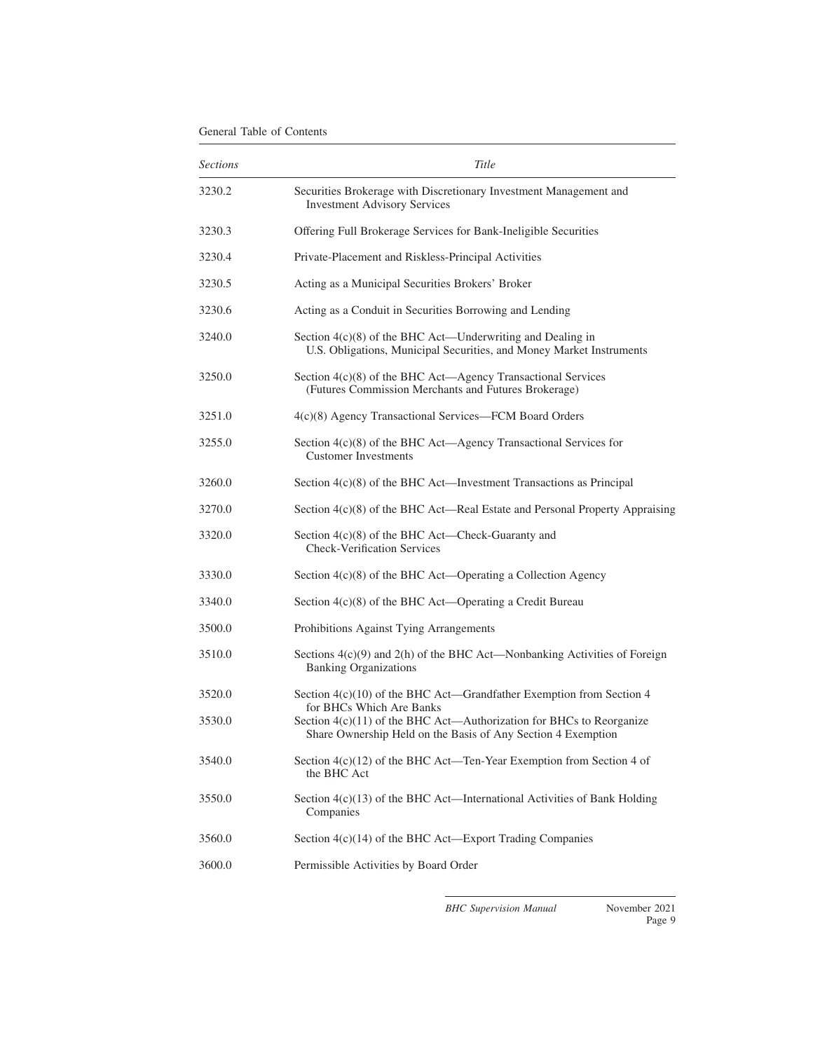| *Sections* | *Title* |
|---|---|
| 3230.2 | Securities Brokerage with Discretionary Investment Management and Investment Advisory Services |
| 3230.3 | Offering Full Brokerage Services for Bank-Ineligible Securities |
| 3230.4 | Private-Placement and Riskless-Principal Activities |
| 3230.5 | Acting as a Municipal Securities Brokers' Broker |
| 3230.6 | Acting as a Conduit in Securities Borrowing and Lending |
| 3240.0 | Section 4(c)(8) of the BHC Act—Underwriting and Dealing in U.S. Obligations, Municipal Securities, and Money Market Instruments |
| 3250.0 | Section 4(c)(8) of the BHC Act—Agency Transactional Services (Futures Commission Merchants and Futures Brokerage) |
| 3251.0 | 4(c)(8) Agency Transactional Services—FCM Board Orders |
| 3255.0 | Section 4(c)(8) of the BHC Act—Agency Transactional Services for Customer Investments |
| 3260.0 | Section 4(c)(8) of the BHC Act—Investment Transactions as Principal |
| 3270.0 | Section 4(c)(8) of the BHC Act—Real Estate and Personal Property Appraising |
| 3320.0 | Section 4(c)(8) of the BHC Act—Check-Guaranty and Check-Verification Services |
| 3330.0 | Section 4(c)(8) of the BHC Act—Operating a Collection Agency |
| 3340.0 | Section 4(c)(8) of the BHC Act—Operating a Credit Bureau |
| 3500.0 | Prohibitions Against Tying Arrangements |
| 3510.0 | Sections 4(c)(9) and 2(h) of the BHC Act—Nonbanking Activities of Foreign Banking Organizations |
| 3520.0 | Section 4(c)(10) of the BHC Act—Grandfather Exemption from Section 4 for BHCs Which Are Banks |
| 3530.0 | Section 4(c)(11) of the BHC Act—Authorization for BHCs to Reorganize Share Ownership Held on the Basis of Any Section 4 Exemption |
| 3540.0 | Section 4(c)(12) of the BHC Act—Ten-Year Exemption from Section 4 of the BHC Act |
| 3550.0 | Section 4(c)(13) of the BHC Act—International Activities of Bank Holding Companies |
| 3560.0 | Section 4(c)(14) of the BHC Act—Export Trading Companies |
| 3600.0 | Permissible Activities by Board Order |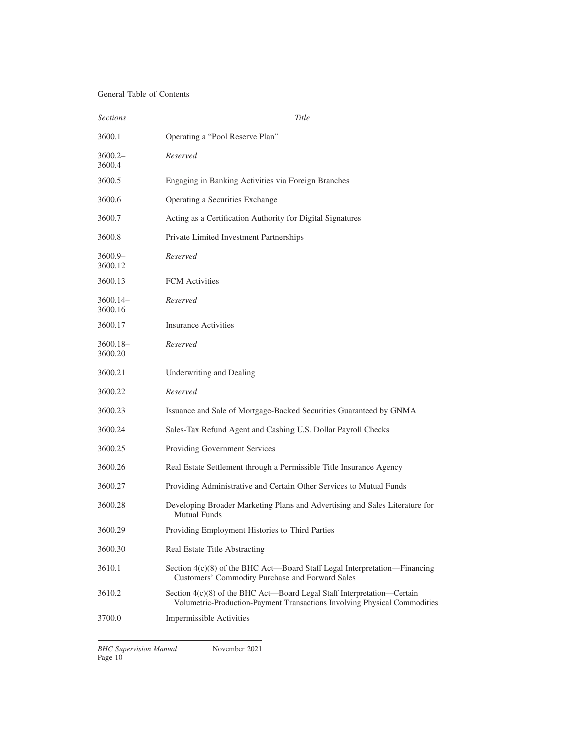| *Sections* | *Title* |
|---|---|
| 3600.1 | Operating a “Pool Reserve Plan” |
| 3600.2–3600.4 | *Reserved* |
| 3600.5 | Engaging in Banking Activities via Foreign Branches |
| 3600.6 | Operating a Securities Exchange |
| 3600.7 | Acting as a Certification Authority for Digital Signatures |
| 3600.8 | Private Limited Investment Partnerships |
| 3600.9–3600.12 | *Reserved* |
| 3600.13 | FCM Activities |
| 3600.14–3600.16 | *Reserved* |
| 3600.17 | Insurance Activities |
| 3600.18–3600.20 | *Reserved* |
| 3600.21 | Underwriting and Dealing |
| 3600.22 | *Reserved* |
| 3600.23 | Issuance and Sale of Mortgage-Backed Securities Guaranteed by GNMA |
| 3600.24 | Sales-Tax Refund Agent and Cashing U.S. Dollar Payroll Checks |
| 3600.25 | Providing Government Services |
| 3600.26 | Real Estate Settlement through a Permissible Title Insurance Agency |
| 3600.27 | Providing Administrative and Certain Other Services to Mutual Funds |
| 3600.28 | Developing Broader Marketing Plans and Advertising and Sales Literature for Mutual Funds |
| 3600.29 | Providing Employment Histories to Third Parties |
| 3600.30 | Real Estate Title Abstracting |
| 3610.1 | Section 4(c)(8) of the BHC Act—Board Staff Legal Interpretation—Financing Customers’ Commodity Purchase and Forward Sales |
| 3610.2 | Section 4(c)(8) of the BHC Act—Board Legal Staff Interpretation—Certain Volumetric-Production-Payment Transactions Involving Physical Commodities |
| 3700.0 | Impermissible Activities |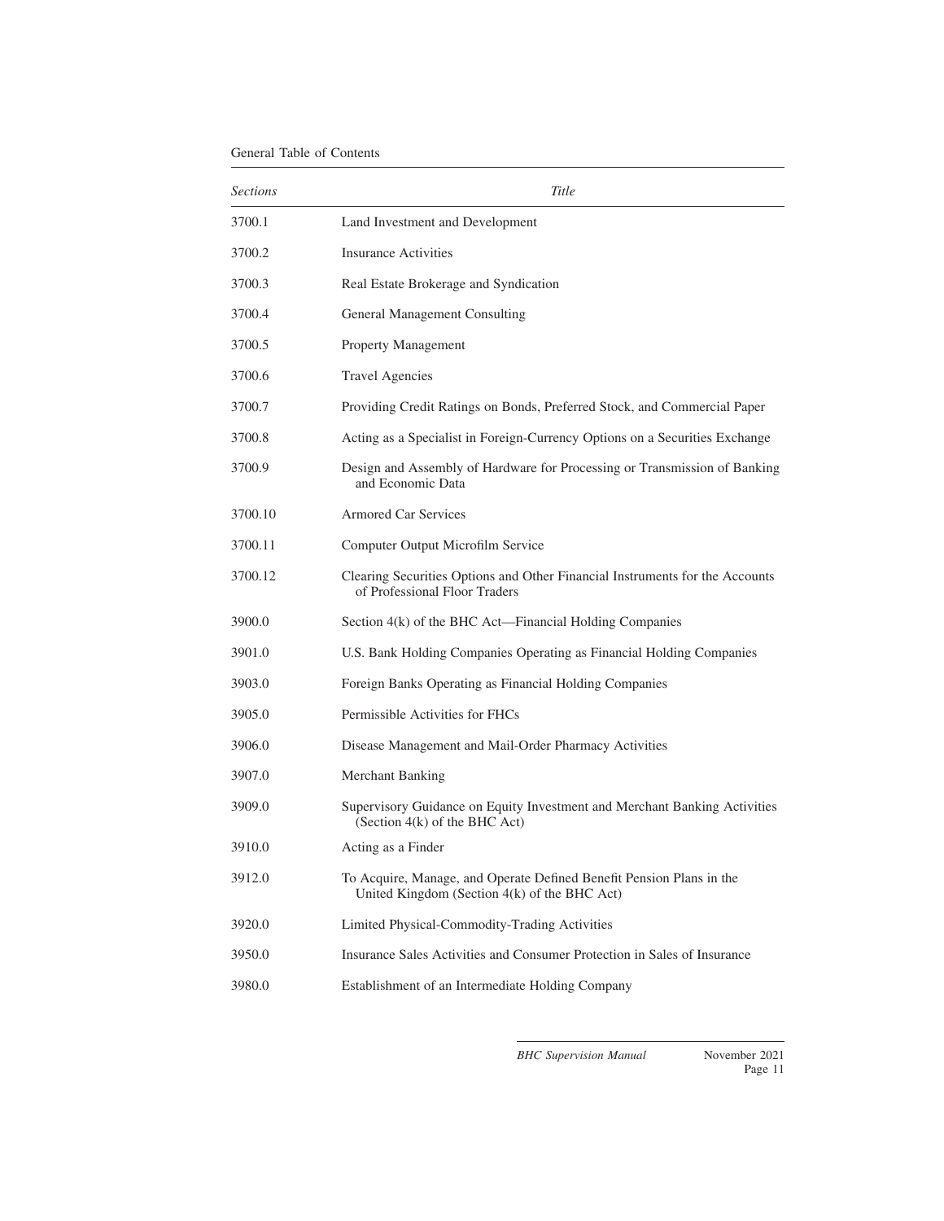| *Sections* | *Title* |
|---|---|
| 3700.1 | Land Investment and Development |
| 3700.2 | Insurance Activities |
| 3700.3 | Real Estate Brokerage and Syndication |
| 3700.4 | General Management Consulting |
| 3700.5 | Property Management |
| 3700.6 | Travel Agencies |
| 3700.7 | Providing Credit Ratings on Bonds, Preferred Stock, and Commercial Paper |
| 3700.8 | Acting as a Specialist in Foreign-Currency Options on a Securities Exchange |
| 3700.9 | Design and Assembly of Hardware for Processing or Transmission of Banking and Economic Data |
| 3700.10 | Armored Car Services |
| 3700.11 | Computer Output Microfilm Service |
| 3700.12 | Clearing Securities Options and Other Financial Instruments for the Accounts of Professional Floor Traders |
| 3900.0 | Section 4(k) of the BHC Act—Financial Holding Companies |
| 3901.0 | U.S. Bank Holding Companies Operating as Financial Holding Companies |
| 3903.0 | Foreign Banks Operating as Financial Holding Companies |
| 3905.0 | Permissible Activities for FHCs |
| 3906.0 | Disease Management and Mail-Order Pharmacy Activities |
| 3907.0 | Merchant Banking |
| 3909.0 | Supervisory Guidance on Equity Investment and Merchant Banking Activities (Section 4(k) of the BHC Act) |
| 3910.0 | Acting as a Finder |
| 3912.0 | To Acquire, Manage, and Operate Defined Benefit Pension Plans in the United Kingdom (Section 4(k) of the BHC Act) |
| 3920.0 | Limited Physical-Commodity-Trading Activities |
| 3950.0 | Insurance Sales Activities and Consumer Protection in Sales of Insurance |
| 3980.0 | Establishment of an Intermediate Holding Company |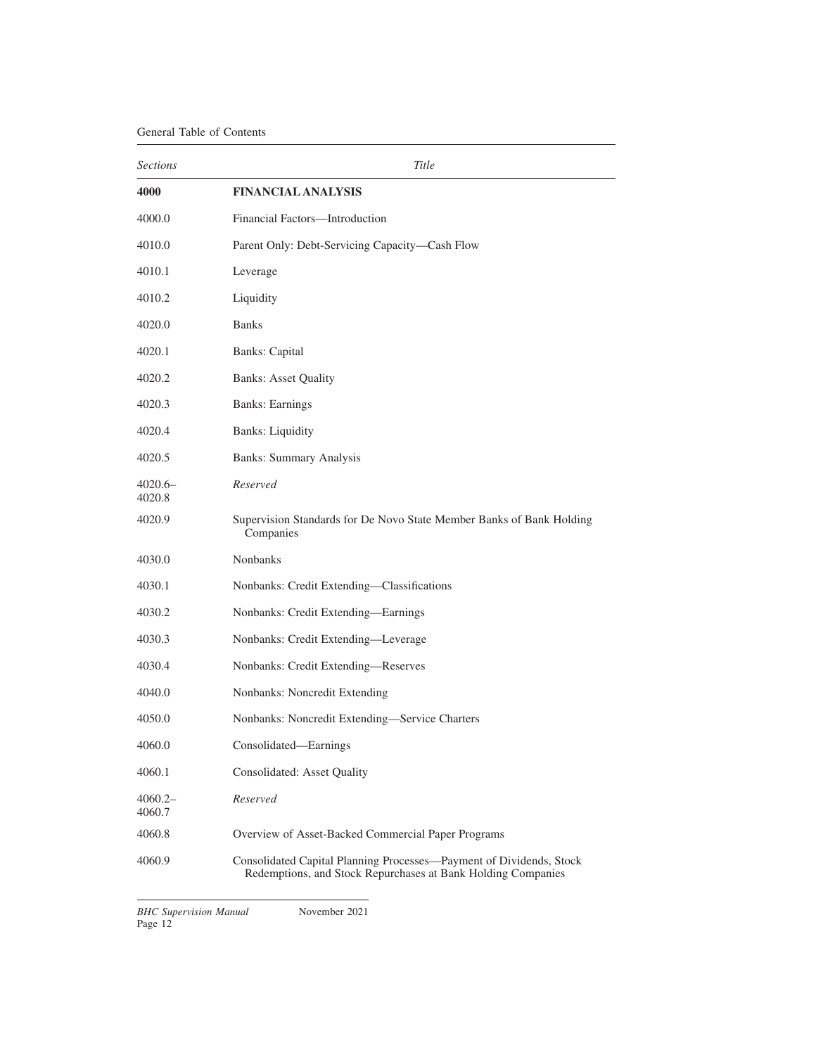| *Sections* | *Title* |
|---|---|
| **4000** | **FINANCIAL ANALYSIS** |
| 4000.0 | Financial Factors—Introduction |
| 4010.0 | Parent Only: Debt-Servicing Capacity—Cash Flow |
| 4010.1 | Leverage |
| 4010.2 | Liquidity |
| 4020.0 | Banks |
| 4020.1 | Banks: Capital |
| 4020.2 | Banks: Asset Quality |
| 4020.3 | Banks: Earnings |
| 4020.4 | Banks: Liquidity |
| 4020.5 | Banks: Summary Analysis |
| 4020.6–4020.8 | *Reserved* |
| 4020.9 | Supervision Standards for De Novo State Member Banks of Bank Holding Companies |
| 4030.0 | Nonbanks |
| 4030.1 | Nonbanks: Credit Extending—Classifications |
| 4030.2 | Nonbanks: Credit Extending—Earnings |
| 4030.3 | Nonbanks: Credit Extending—Leverage |
| 4030.4 | Nonbanks: Credit Extending—Reserves |
| 4040.0 | Nonbanks: Noncredit Extending |
| 4050.0 | Nonbanks: Noncredit Extending—Service Charters |
| 4060.0 | Consolidated—Earnings |
| 4060.1 | Consolidated: Asset Quality |
| 4060.2–4060.7 | *Reserved* |
| 4060.8 | Overview of Asset-Backed Commercial Paper Programs |
| 4060.9 | Consolidated Capital Planning Processes—Payment of Dividends, Stock Redemptions, and Stock Repurchases at Bank Holding Companies |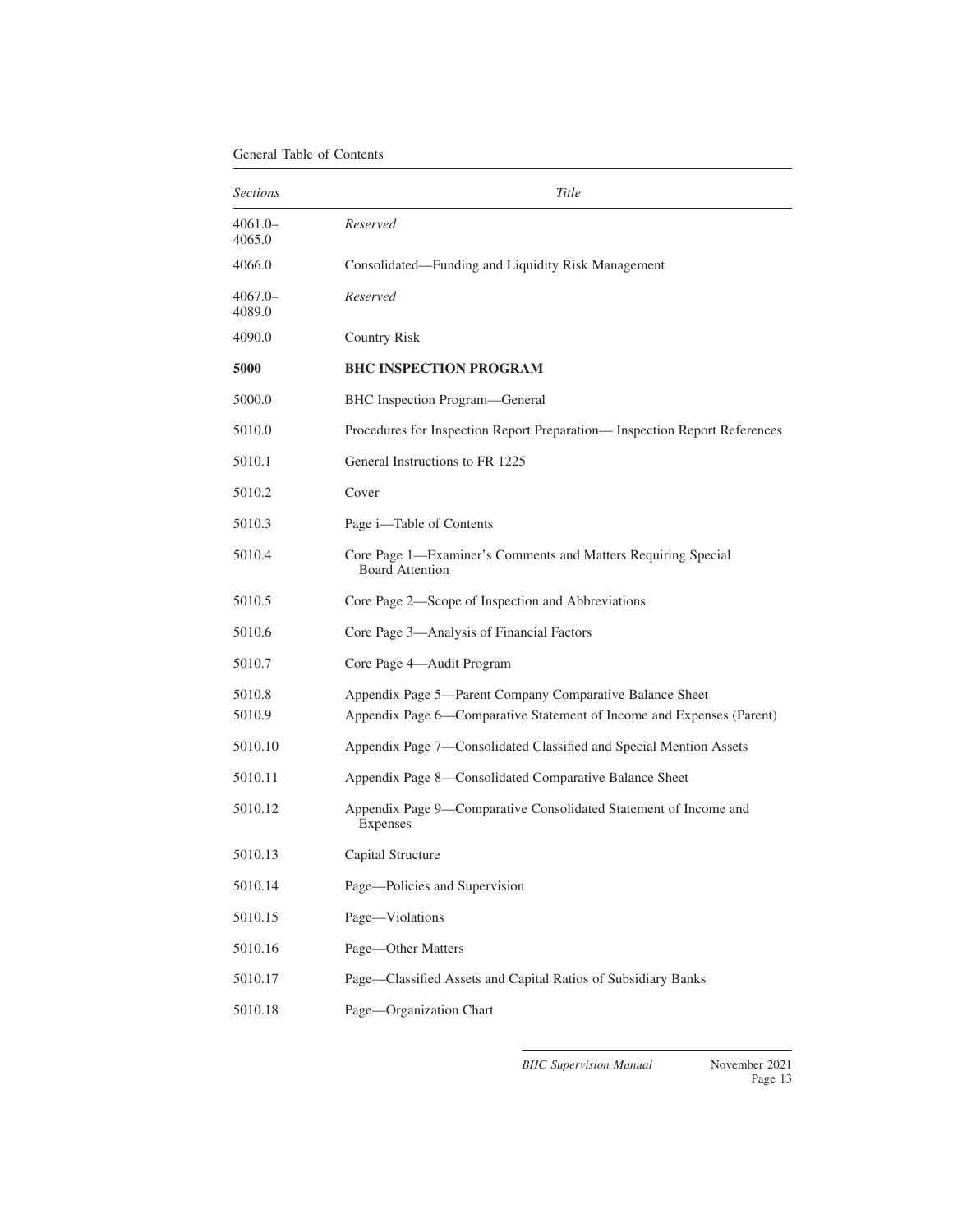| *Sections* | *Title* |
|---|---|
| 4061.0–4065.0 | *Reserved* |
| 4066.0 | Consolidated—Funding and Liquidity Risk Management |
| 4067.0–4089.0 | *Reserved* |
| 4090.0 | Country Risk |
| **5000** | **BHC INSPECTION PROGRAM** |
| 5000.0 | BHC Inspection Program—General |
| 5010.0 | Procedures for Inspection Report Preparation— Inspection Report References |
| 5010.1 | General Instructions to FR 1225 |
| 5010.2 | Cover |
| 5010.3 | Page i—Table of Contents |
| 5010.4 | Core Page 1—Examiner's Comments and Matters Requiring Special Board Attention |
| 5010.5 | Core Page 2—Scope of Inspection and Abbreviations |
| 5010.6 | Core Page 3—Analysis of Financial Factors |
| 5010.7 | Core Page 4—Audit Program |
| 5010.8 | Appendix Page 5—Parent Company Comparative Balance Sheet |
| 5010.9 | Appendix Page 6—Comparative Statement of Income and Expenses (Parent) |
| 5010.10 | Appendix Page 7—Consolidated Classified and Special Mention Assets |
| 5010.11 | Appendix Page 8—Consolidated Comparative Balance Sheet |
| 5010.12 | Appendix Page 9—Comparative Consolidated Statement of Income and Expenses |
| 5010.13 | Capital Structure |
| 5010.14 | Page—Policies and Supervision |
| 5010.15 | Page—Violations |
| 5010.16 | Page—Other Matters |
| 5010.17 | Page—Classified Assets and Capital Ratios of Subsidiary Banks |
| 5010.18 | Page—Organization Chart |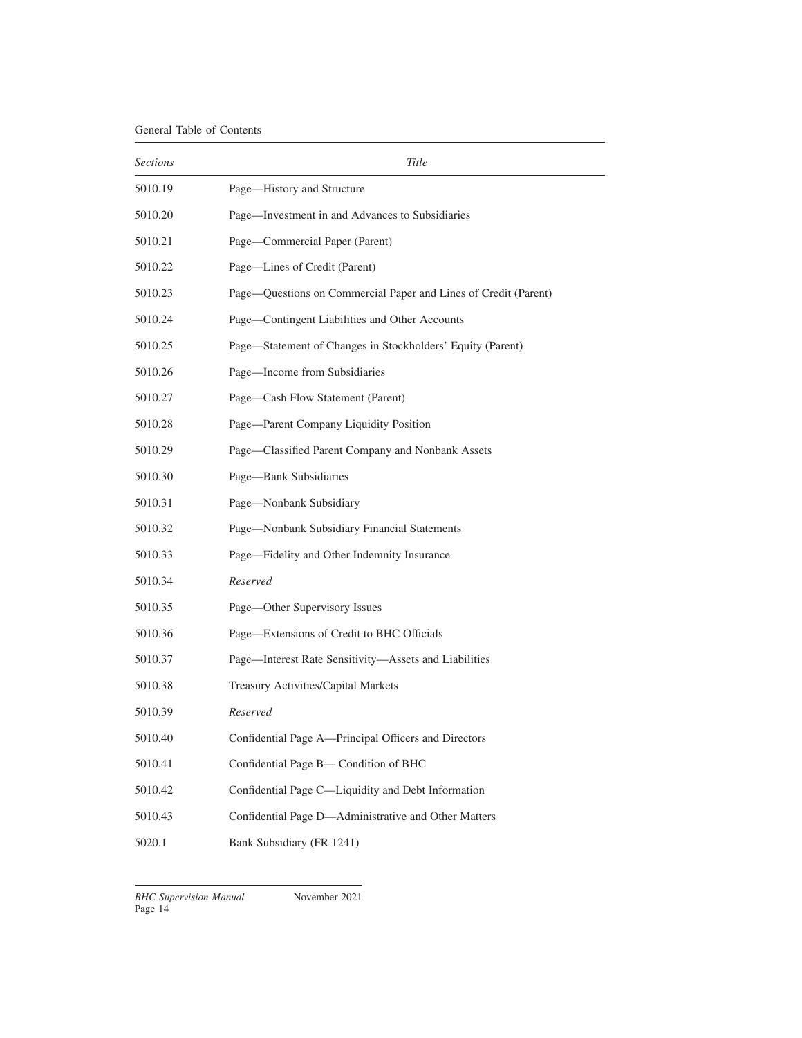| *Sections* | *Title* |
|---|---|
| 5010.19 | Page—History and Structure |
| 5010.20 | Page—Investment in and Advances to Subsidiaries |
| 5010.21 | Page—Commercial Paper (Parent) |
| 5010.22 | Page—Lines of Credit (Parent) |
| 5010.23 | Page—Questions on Commercial Paper and Lines of Credit (Parent) |
| 5010.24 | Page—Contingent Liabilities and Other Accounts |
| 5010.25 | Page—Statement of Changes in Stockholders' Equity (Parent) |
| 5010.26 | Page—Income from Subsidiaries |
| 5010.27 | Page—Cash Flow Statement (Parent) |
| 5010.28 | Page—Parent Company Liquidity Position |
| 5010.29 | Page—Classified Parent Company and Nonbank Assets |
| 5010.30 | Page—Bank Subsidiaries |
| 5010.31 | Page—Nonbank Subsidiary |
| 5010.32 | Page—Nonbank Subsidiary Financial Statements |
| 5010.33 | Page—Fidelity and Other Indemnity Insurance |
| 5010.34 | *Reserved* |
| 5010.35 | Page—Other Supervisory Issues |
| 5010.36 | Page—Extensions of Credit to BHC Officials |
| 5010.37 | Page—Interest Rate Sensitivity—Assets and Liabilities |
| 5010.38 | Treasury Activities/Capital Markets |
| 5010.39 | *Reserved* |
| 5010.40 | Confidential Page A—Principal Officers and Directors |
| 5010.41 | Confidential Page B— Condition of BHC |
| 5010.42 | Confidential Page C—Liquidity and Debt Information |
| 5010.43 | Confidential Page D—Administrative and Other Matters |
| 5020.1 | Bank Subsidiary (FR 1241) |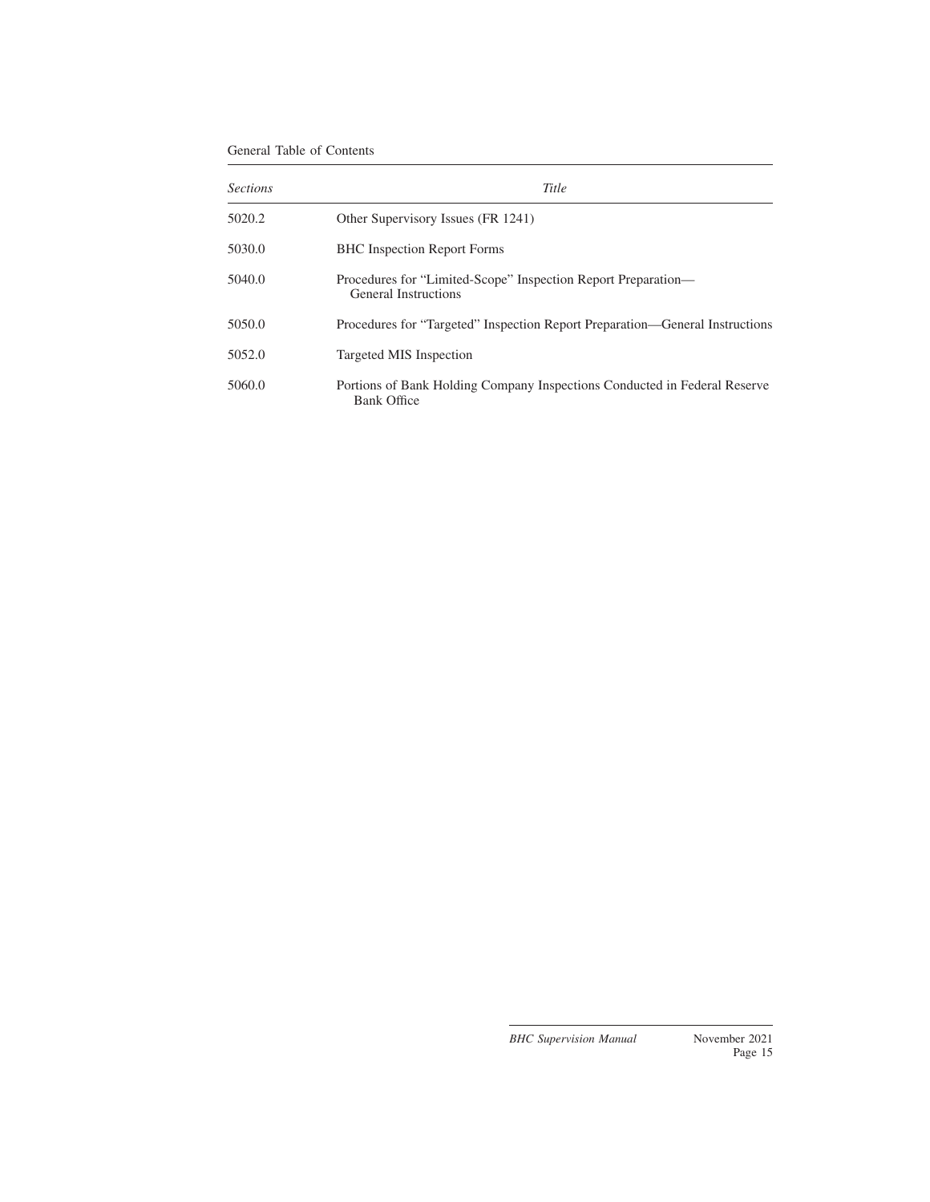| *Sections* | *Title* |
|---|---|
| 5020.2 | Other Supervisory Issues (FR 1241) |
| 5030.0 | BHC Inspection Report Forms |
| 5040.0 | Procedures for "Limited-Scope" Inspection Report Preparation—General Instructions |
| 5050.0 | Procedures for "Targeted" Inspection Report Preparation—General Instructions |
| 5052.0 | Targeted MIS Inspection |
| 5060.0 | Portions of Bank Holding Company Inspections Conducted in Federal Reserve Bank Office |